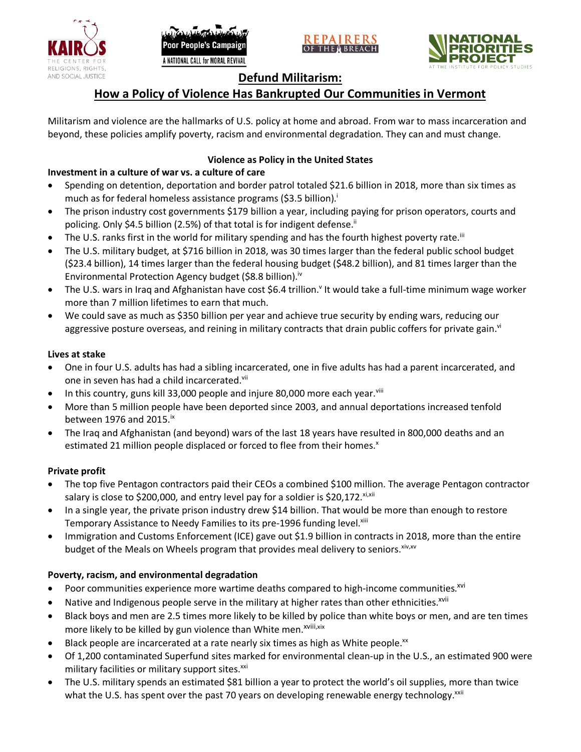# Defund Militarism:

# How a Policy of Violence Has Bankrupted Our Communities in Vermont

Militarism and violence are the hallmarks of U.S. policy at home and abroad. From war to mass incarceration and beyond, these policies amplify poverty, racism and environmental degradation. They can and must change.

## Violence as Policy in the United States

### Investment in a culture of war vs. a culture of care

- Spending on detention, deportation and border patrol totaled $21.6 billion in 2018, more than six times as much as for federal homeless assistance programs ($3.5 billion).[i]
- The prison industry cost governments $179 billion a year, including paying for prison operators, courts and policing. Only $4.5 billion (2.5%) of that total is for indigent defense.[ii]
- The U.S. ranks first in the world for military spending and has the fourth highest poverty rate.[iii]
- The U.S. military budget, at $716 billion in 2018, was 30 times larger than the federal public school budget ($23.4 billion), 14 times larger than the federal housing budget ($48.2 billion), and 81 times larger than the Environmental Protection Agency budget ($8.8 billion).[iv]
- The U.S. wars in Iraq and Afghanistan have cost $6.4 trillion.[v] It would take a full-time minimum wage worker more than 7 million lifetimes to earn that much.
- We could save as much as $350 billion per year and achieve true security by ending wars, reducing our aggressive posture overseas, and reining in military contracts that drain public coffers for private gain.[vi]

### Lives at stake

- One in four U.S. adults has had a sibling incarcerated, one in five adults has had a parent incarcerated, and one in seven has had a child incarcerated.[vii]
- In this country, guns kill 33,000 people and injure 80,000 more each year.[viii]
- More than 5 million people have been deported since 2003, and annual deportations increased tenfold between 1976 and 2015.[ix]
- The Iraq and Afghanistan (and beyond) wars of the last 18 years have resulted in 800,000 deaths and an estimated 21 million people displaced or forced to flee from their homes.[x]

### Private profit

- The top five Pentagon contractors paid their CEOs a combined $100 million. The average Pentagon contractor salary is close to $200,000, and entry level pay for a soldier is $20,172.[xi,xii]
- In a single year, the private prison industry drew $14 billion. That would be more than enough to restore Temporary Assistance to Needy Families to its pre-1996 funding level.[xiii]
- Immigration and Customs Enforcement (ICE) gave out $1.9 billion in contracts in 2018, more than the entire budget of the Meals on Wheels program that provides meal delivery to seniors.[xiv,xv]

### Poverty, racism, and environmental degradation

- Poor communities experience more wartime deaths compared to high-income communities.[xvi]
- Native and Indigenous people serve in the military at higher rates than other ethnicities.[xvii]
- Black boys and men are 2.5 times more likely to be killed by police than white boys or men, and are ten times more likely to be killed by gun violence than White men.[xviii,xix]
- Black people are incarcerated at a rate nearly six times as high as White people.[xx]
- Of 1,200 contaminated Superfund sites marked for environmental clean-up in the U.S., an estimated 900 were military facilities or military support sites.[xxi]
- The U.S. military spends an estimated $81 billion a year to protect the world's oil supplies, more than twice what the U.S. has spent over the past 70 years on developing renewable energy technology.[xxii]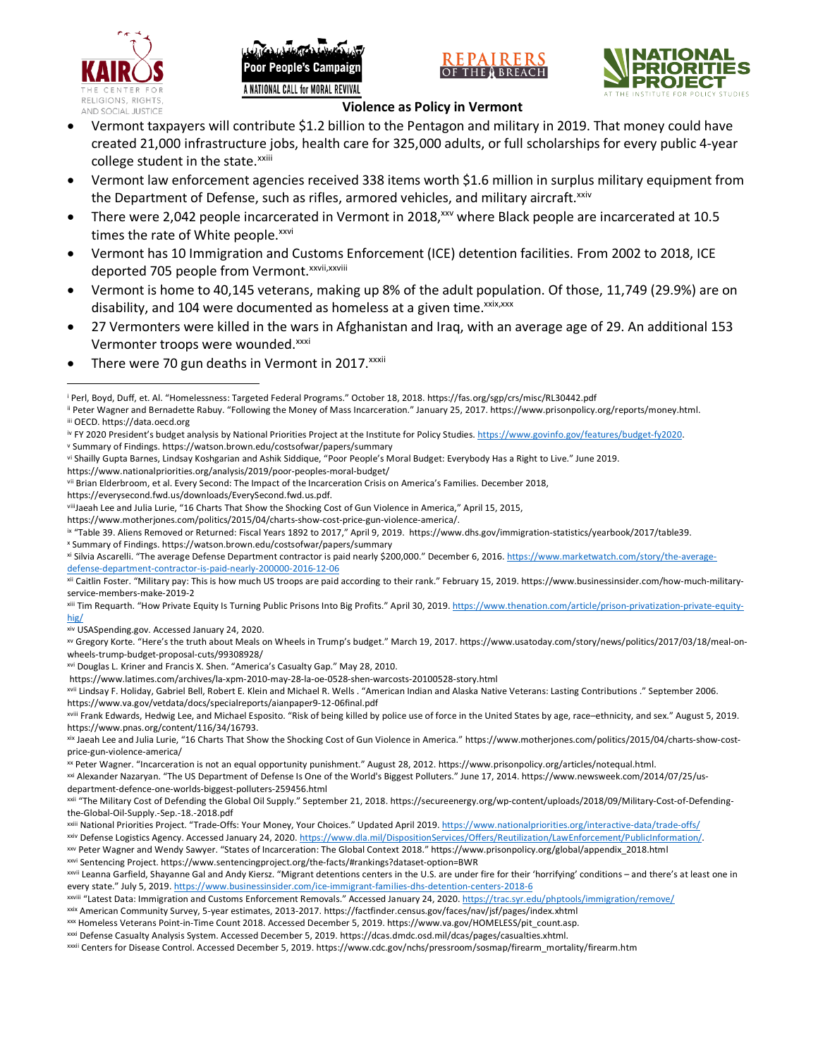**Violence as Policy in Vermont**

- Vermont taxpayers will contribute $1.2 billion to the Pentagon and military in 2019. That money could have created 21,000 infrastructure jobs, health care for 325,000 adults, or full scholarships for every public 4-year college student in the state.[xxiii]
- Vermont law enforcement agencies received 338 items worth $1.6 million in surplus military equipment from the Department of Defense, such as rifles, armored vehicles, and military aircraft.[xxiv]
- There were 2,042 people incarcerated in Vermont in 2018,[xxv] where Black people are incarcerated at 10.5 times the rate of White people.[xxvi]
- Vermont has 10 Immigration and Customs Enforcement (ICE) detention facilities. From 2002 to 2018, ICE deported 705 people from Vermont.[xxvii,xxviii]
- Vermont is home to 40,145 veterans, making up 8% of the adult population. Of those, 11,749 (29.9%) are on disability, and 104 were documented as homeless at a given time.[xxix,xxx]
- 27 Vermonters were killed in the wars in Afghanistan and Iraq, with an average age of 29. An additional 153 Vermonter troops were wounded.[xxxi]
- There were 70 gun deaths in Vermont in 2017.[xxxii]

---

[i] Perl, Boyd, Duff, et. Al. "Homelessness: Targeted Federal Programs." October 18, 2018. https://fas.org/sgp/crs/misc/RL30442.pdf

[ii] Peter Wagner and Bernadette Rabuy. "Following the Money of Mass Incarceration." January 25, 2017. https://www.prisonpolicy.org/reports/money.html.

[iii] OECD. https://data.oecd.org

[iv] FY 2020 President's budget analysis by National Priorities Project at the Institute for Policy Studies. https://www.govinfo.gov/features/budget-fy2020.

[v] Summary of Findings. https://watson.brown.edu/costsofwar/papers/summary

[vi] Shailly Gupta Barnes, Lindsay Koshgarian and Ashik Siddique, "Poor People's Moral Budget: Everybody Has a Right to Live." June 2019. https://www.nationalpriorities.org/analysis/2019/poor-peoples-moral-budget/

[vii] Brian Elderbroom, et al. Every Second: The Impact of the Incarceration Crisis on America's Families. December 2018, https://everysecond.fwd.us/downloads/EverySecond.fwd.us.pdf.

[viii] Jaeah Lee and Julia Lurie, "16 Charts That Show the Shocking Cost of Gun Violence in America," April 15, 2015, https://www.motherjones.com/politics/2015/04/charts-show-cost-price-gun-violence-america/.

[ix] "Table 39. Aliens Removed or Returned: Fiscal Years 1892 to 2017," April 9, 2019. https://www.dhs.gov/immigration-statistics/yearbook/2017/table39.

[x] Summary of Findings. https://watson.brown.edu/costsofwar/papers/summary

[xi] Silvia Ascarelli. "The average Defense Department contractor is paid nearly $200,000." December 6, 2016. https://www.marketwatch.com/story/the-average-defense-department-contractor-is-paid-nearly-200000-2016-12-06

[xii] Caitlin Foster. "Military pay: This is how much US troops are paid according to their rank." February 15, 2019. https://www.businessinsider.com/how-much-military-service-members-make-2019-2

[xiii] Tim Requarth. "How Private Equity Is Turning Public Prisons Into Big Profits." April 30, 2019. https://www.thenation.com/article/prison-privatization-private-equity-hig/

[xiv] USASpending.gov. Accessed January 24, 2020.

[xv] Gregory Korte. "Here's the truth about Meals on Wheels in Trump's budget." March 19, 2017. https://www.usatoday.com/story/news/politics/2017/03/18/meal-on-wheels-trump-budget-proposal-cuts/99308928/

[xvi] Douglas L. Kriner and Francis X. Shen. "America's Casualty Gap." May 28, 2010. https://www.latimes.com/archives/la-xpm-2010-may-28-la-oe-0528-shen-warcosts-20100528-story.html

[xvii] Lindsay F. Holiday, Gabriel Bell, Robert E. Klein and Michael R. Wells . "American Indian and Alaska Native Veterans: Lasting Contributions ." September 2006. https://www.va.gov/vetdata/docs/specialreports/aianpaper9-12-06final.pdf

[xviii] Frank Edwards, Hedwig Lee, and Michael Esposito. "Risk of being killed by police use of force in the United States by age, race–ethnicity, and sex." August 5, 2019. https://www.pnas.org/content/116/34/16793.

[xix] Jaeah Lee and Julia Lurie, "16 Charts That Show the Shocking Cost of Gun Violence in America." https://www.motherjones.com/politics/2015/04/charts-show-cost-price-gun-violence-america/

[xx] Peter Wagner. "Incarceration is not an equal opportunity punishment." August 28, 2012. https://www.prisonpolicy.org/articles/notequal.html.

[xxi] Alexander Nazaryan. "The US Department of Defense Is One of the World's Biggest Polluters." June 17, 2014. https://www.newsweek.com/2014/07/25/us-department-defence-one-worlds-biggest-polluters-259456.html

[xxii] "The Military Cost of Defending the Global Oil Supply." September 21, 2018. https://secureenergy.org/wp-content/uploads/2018/09/Military-Cost-of-Defending-the-Global-Oil-Supply.-Sep.-18.-2018.pdf

[xxiii] National Priorities Project. "Trade-Offs: Your Money, Your Choices." Updated April 2019. https://www.nationalpriorities.org/interactive-data/trade-offs/

[xxiv] Defense Logistics Agency. Accessed January 24, 2020. https://www.dla.mil/DispositionServices/Offers/Reutilization/LawEnforcement/PublicInformation/.

[xxv] Peter Wagner and Wendy Sawyer. "States of Incarceration: The Global Context 2018." https://www.prisonpolicy.org/global/appendix_2018.html

[xxvi] Sentencing Project. https://www.sentencingproject.org/the-facts/#rankings?dataset-option=BWR

[xxvii] Leanna Garfield, Shayanne Gal and Andy Kiersz. "Migrant detentions centers in the U.S. are under fire for their 'horrifying' conditions – and there's at least one in every state." July 5, 2019. https://www.businessinsider.com/ice-immigrant-families-dhs-detention-centers-2018-6

[xxviii] "Latest Data: Immigration and Customs Enforcement Removals." Accessed January 24, 2020. https://trac.syr.edu/phptools/immigration/remove/

[xxix] American Community Survey, 5-year estimates, 2013-2017. https://factfinder.census.gov/faces/nav/jsf/pages/index.xhtml

[xxx] Homeless Veterans Point-in-Time Count 2018. Accessed December 5, 2019. https://www.va.gov/HOMELESS/pit_count.asp.

[xxxi] Defense Casualty Analysis System. Accessed December 5, 2019. https://dcas.dmdc.osd.mil/dcas/pages/casualties.xhtml.

[xxxii] Centers for Disease Control. Accessed December 5, 2019. https://www.cdc.gov/nchs/pressroom/sosmap/firearm_mortality/firearm.htm